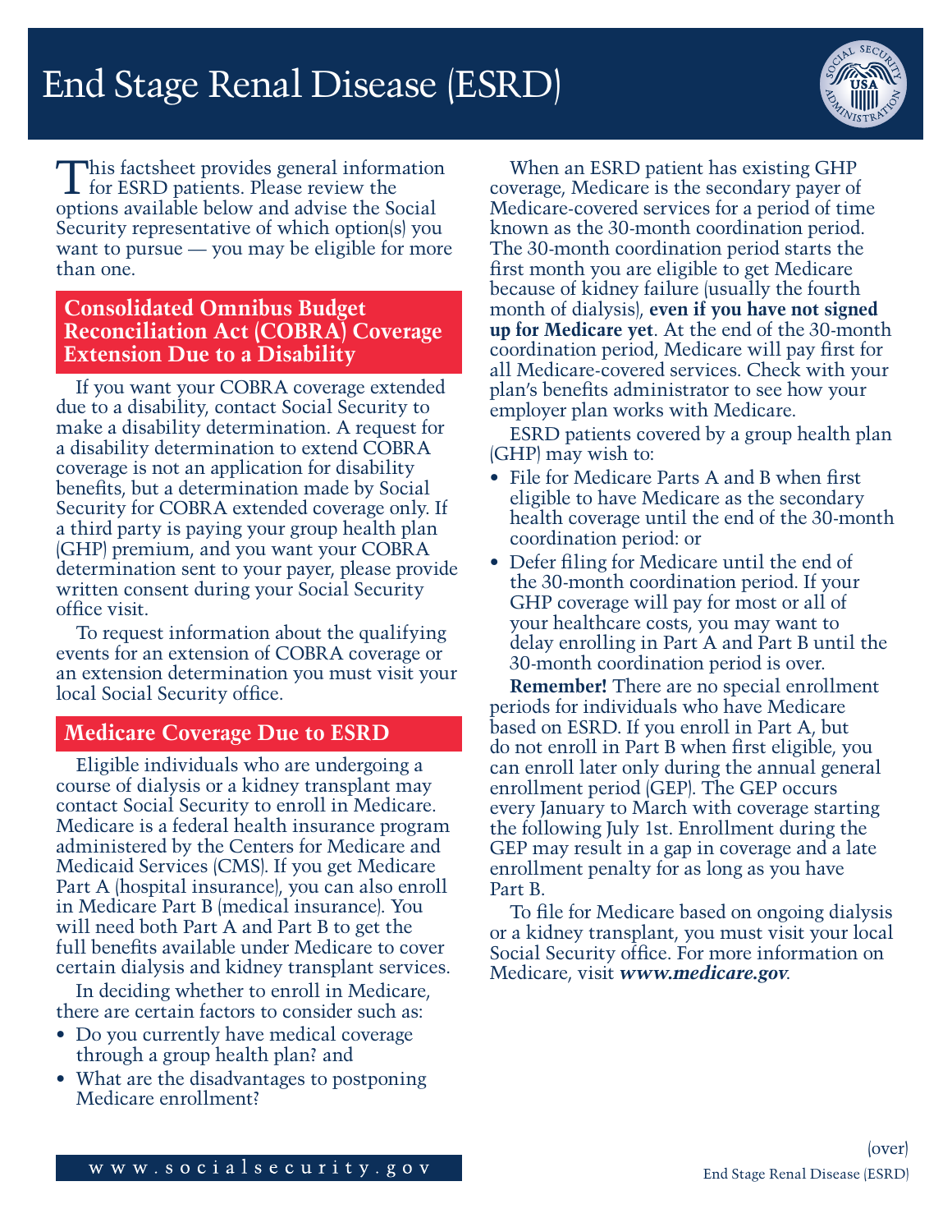# End Stage Renal Disease (ESRD)

This factsheet provides general information for ESRD patients. Please review the options available below and advise the Social Security representative of which option(s) you want to pursue — you may be eligible for more than one.

## Consolidated Omnibus Budget Reconciliation Act (COBRA) Coverage Extension Due to a Disability

If you want your COBRA coverage extended due to a disability, contact Social Security to make a disability determination. A request for a disability determination to extend COBRA coverage is not an application for disability benefits, but a determination made by Social Security for COBRA extended coverage only. If a third party is paying your group health plan (GHP) premium, and you want your COBRA determination sent to your payer, please provide written consent during your Social Security office visit.

To request information about the qualifying events for an extension of COBRA coverage or an extension determination you must visit your local Social Security office.

## Medicare Coverage Due to ESRD

Eligible individuals who are undergoing a course of dialysis or a kidney transplant may contact Social Security to enroll in Medicare. Medicare is a federal health insurance program administered by the Centers for Medicare and Medicaid Services (CMS). If you get Medicare Part A (hospital insurance), you can also enroll in Medicare Part B (medical insurance). You will need both Part A and Part B to get the full benefits available under Medicare to cover certain dialysis and kidney transplant services.

In deciding whether to enroll in Medicare, there are certain factors to consider such as:

- Do you currently have medical coverage through a group health plan? and
- What are the disadvantages to postponing Medicare enrollment?

When an ESRD patient has existing GHP coverage, Medicare is the secondary payer of Medicare-covered services for a period of time known as the 30-month coordination period. The 30-month coordination period starts the first month you are eligible to get Medicare because of kidney failure (usually the fourth month of dialysis), **even if you have not signed up for Medicare yet**. At the end of the 30-month coordination period, Medicare will pay first for all Medicare-covered services. Check with your plan's benefits administrator to see how your employer plan works with Medicare.

ESRD patients covered by a group health plan (GHP) may wish to:

- File for Medicare Parts A and B when first eligible to have Medicare as the secondary health coverage until the end of the 30-month coordination period: or
- Defer filing for Medicare until the end of the 30-month coordination period. If your GHP coverage will pay for most or all of your healthcare costs, you may want to delay enrolling in Part A and Part B until the 30-month coordination period is over.

**Remember!** There are no special enrollment periods for individuals who have Medicare based on ESRD. If you enroll in Part A, but do not enroll in Part B when first eligible, you can enroll later only during the annual general enrollment period (GEP). The GEP occurs every January to March with coverage starting the following July 1st. Enrollment during the GEP may result in a gap in coverage and a late enrollment penalty for as long as you have Part B.

To file for Medicare based on ongoing dialysis or a kidney transplant, you must visit your local Social Security office. For more information on Medicare, visit ***www.medicare.gov***.

(over)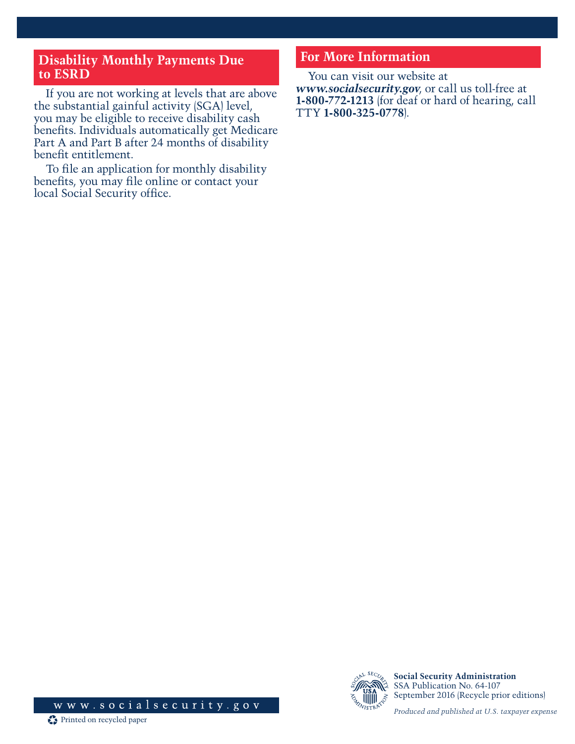## Disability Monthly Payments Due to ESRD

If you are not working at levels that are above the substantial gainful activity (SGA) level, you may be eligible to receive disability cash benefits. Individuals automatically get Medicare Part A and Part B after 24 months of disability benefit entitlement.

To file an application for monthly disability benefits, you may file online or contact your local Social Security office.

## For More Information

You can visit our website at ***www.socialsecurity.gov***, or call us toll-free at **1-800-772-1213** (for deaf or hard of hearing, call TTY **1-800-325-0778**).

www.socialsecurity.gov

Printed on recycled paper

**Social Security Administration**
SSA Publication No. 64-107
September 2016 (Recycle prior editions)

*Produced and published at U.S. taxpayer expense*